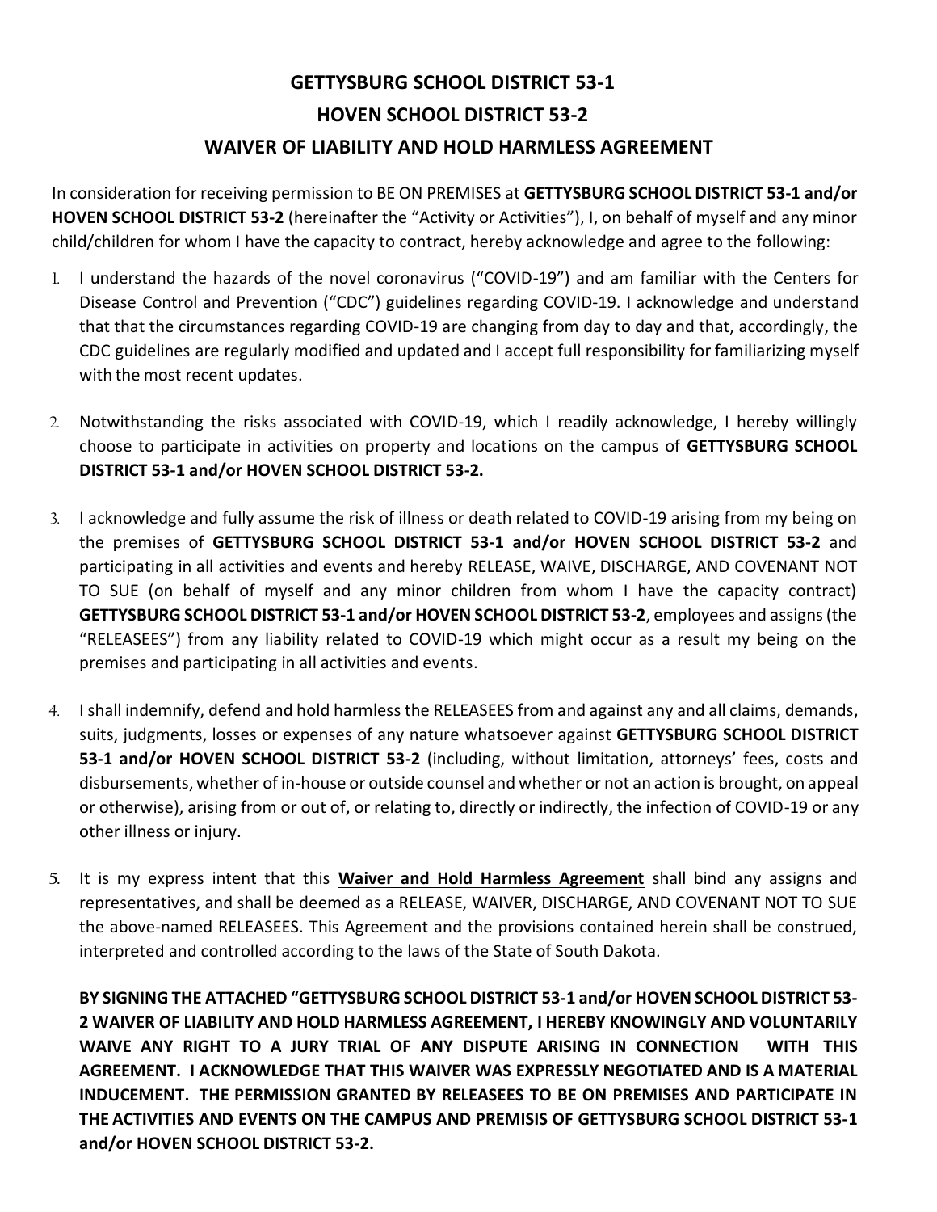# GETTYSBURG SCHOOL DISTRICT 53-1
# HOVEN SCHOOL DISTRICT 53-2
# WAIVER OF LIABILITY AND HOLD HARMLESS AGREEMENT

In consideration for receiving permission to BE ON PREMISES at **GETTYSBURG SCHOOL DISTRICT 53-1 and/or HOVEN SCHOOL DISTRICT 53-2** (hereinafter the "Activity or Activities"), I, on behalf of myself and any minor child/children for whom I have the capacity to contract, hereby acknowledge and agree to the following:

1. I understand the hazards of the novel coronavirus ("COVID-19") and am familiar with the Centers for Disease Control and Prevention ("CDC") guidelines regarding COVID-19. I acknowledge and understand that that the circumstances regarding COVID-19 are changing from day to day and that, accordingly, the CDC guidelines are regularly modified and updated and I accept full responsibility for familiarizing myself with the most recent updates.

2. Notwithstanding the risks associated with COVID-19, which I readily acknowledge, I hereby willingly choose to participate in activities on property and locations on the campus of **GETTYSBURG SCHOOL DISTRICT 53-1 and/or HOVEN SCHOOL DISTRICT 53-2.**

3. I acknowledge and fully assume the risk of illness or death related to COVID-19 arising from my being on the premises of **GETTYSBURG SCHOOL DISTRICT 53-1 and/or HOVEN SCHOOL DISTRICT 53-2** and participating in all activities and events and hereby RELEASE, WAIVE, DISCHARGE, AND COVENANT NOT TO SUE (on behalf of myself and any minor children from whom I have the capacity contract) **GETTYSBURG SCHOOL DISTRICT 53-1 and/or HOVEN SCHOOL DISTRICT 53-2**, employees and assigns (the "RELEASEES") from any liability related to COVID-19 which might occur as a result my being on the premises and participating in all activities and events.

4. I shall indemnify, defend and hold harmless the RELEASEES from and against any and all claims, demands, suits, judgments, losses or expenses of any nature whatsoever against **GETTYSBURG SCHOOL DISTRICT 53-1 and/or HOVEN SCHOOL DISTRICT 53-2** (including, without limitation, attorneys' fees, costs and disbursements, whether of in-house or outside counsel and whether or not an action is brought, on appeal or otherwise), arising from or out of, or relating to, directly or indirectly, the infection of COVID-19 or any other illness or injury.

5. It is my express intent that this **Waiver and Hold Harmless Agreement** shall bind any assigns and representatives, and shall be deemed as a RELEASE, WAIVER, DISCHARGE, AND COVENANT NOT TO SUE the above-named RELEASEES. This Agreement and the provisions contained herein shall be construed, interpreted and controlled according to the laws of the State of South Dakota.

**BY SIGNING THE ATTACHED "GETTYSBURG SCHOOL DISTRICT 53-1 and/or HOVEN SCHOOL DISTRICT 53-2 WAIVER OF LIABILITY AND HOLD HARMLESS AGREEMENT, I HEREBY KNOWINGLY AND VOLUNTARILY WAIVE ANY RIGHT TO A JURY TRIAL OF ANY DISPUTE ARISING IN CONNECTION WITH THIS AGREEMENT. I ACKNOWLEDGE THAT THIS WAIVER WAS EXPRESSLY NEGOTIATED AND IS A MATERIAL INDUCEMENT. THE PERMISSION GRANTED BY RELEASEES TO BE ON PREMISES AND PARTICIPATE IN THE ACTIVITIES AND EVENTS ON THE CAMPUS AND PREMISIS OF GETTYSBURG SCHOOL DISTRICT 53-1 and/or HOVEN SCHOOL DISTRICT 53-2.**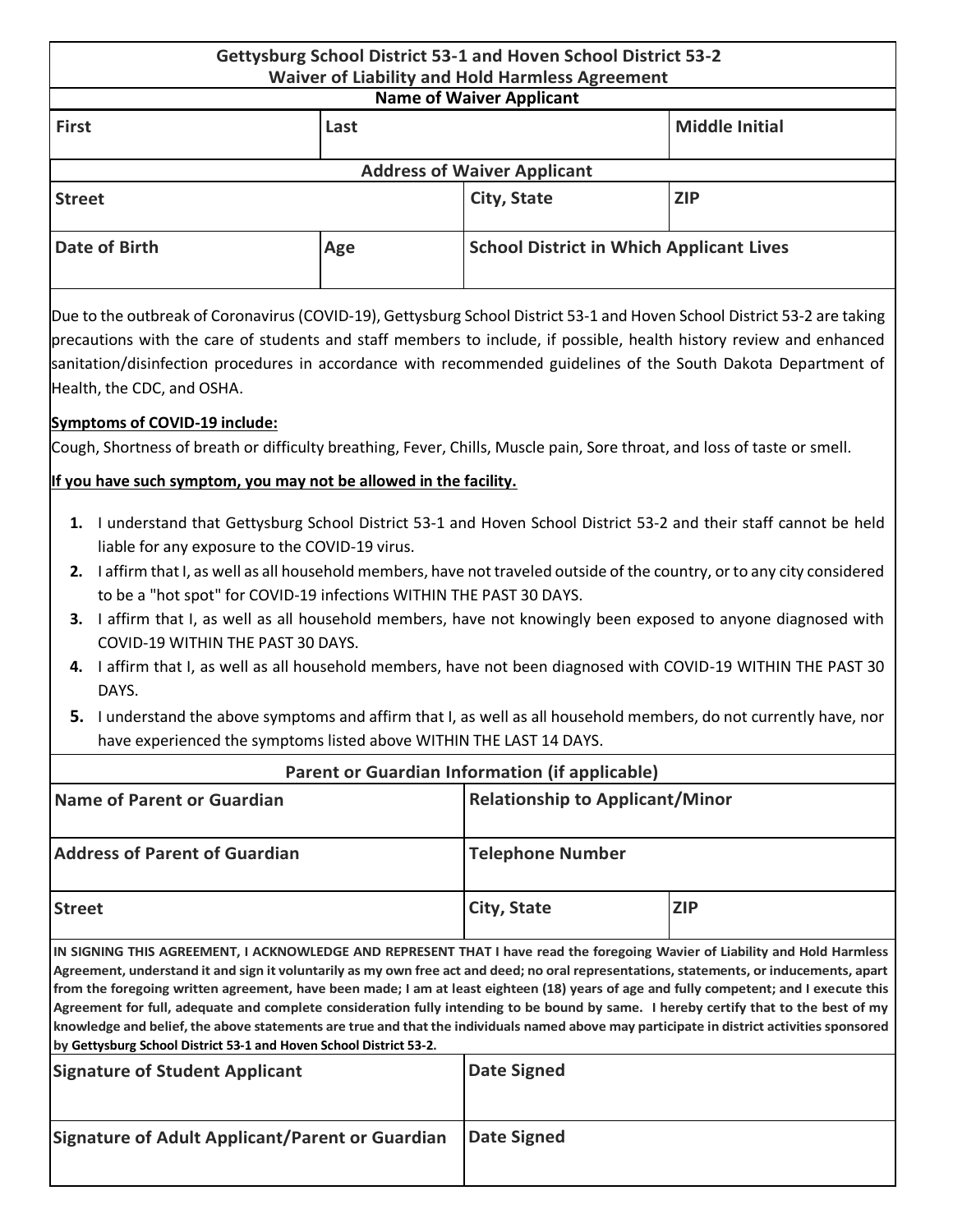## Gettysburg School District 53-1 and Hoven School District 53-2
## Waiver of Liability and Hold Harmless Agreement

**Name of Waiver Applicant**

| First | Last | Middle Initial |
|---|---|---|
| | | |

**Address of Waiver Applicant**

| Street | City, State | ZIP |
|---|---|---|
| | | |

| Date of Birth | Age | School District in Which Applicant Lives |
|---|---|---|
| | | |

Due to the outbreak of Coronavirus (COVID-19), Gettysburg School District 53-1 and Hoven School District 53-2 are taking precautions with the care of students and staff members to include, if possible, health history review and enhanced sanitation/disinfection procedures in accordance with recommended guidelines of the South Dakota Department of Health, the CDC, and OSHA.

**Symptoms of COVID-19 include:**

Cough, Shortness of breath or difficulty breathing, Fever, Chills, Muscle pain, Sore throat, and loss of taste or smell.

**If you have such symptom, you may not be allowed in the facility.**

1. I understand that Gettysburg School District 53-1 and Hoven School District 53-2 and their staff cannot be held liable for any exposure to the COVID-19 virus.
2. I affirm that I, as well as all household members, have not traveled outside of the country, or to any city considered to be a "hot spot" for COVID-19 infections WITHIN THE PAST 30 DAYS.
3. I affirm that I, as well as all household members, have not knowingly been exposed to anyone diagnosed with COVID-19 WITHIN THE PAST 30 DAYS.
4. I affirm that I, as well as all household members, have not been diagnosed with COVID-19 WITHIN THE PAST 30 DAYS.
5. I understand the above symptoms and affirm that I, as well as all household members, do not currently have, nor have experienced the symptoms listed above WITHIN THE LAST 14 DAYS.

**Parent or Guardian Information (if applicable)**

| Name of Parent or Guardian | Relationship to Applicant/Minor | |
|---|---|---|
| | | |
| **Address of Parent of Guardian** | **Telephone Number** | |
| | | |
| **Street** | **City, State** | **ZIP** |
| | | |

**IN SIGNING THIS AGREEMENT, I ACKNOWLEDGE AND REPRESENT THAT I have read the foregoing Wavier of Liability and Hold Harmless Agreement, understand it and sign it voluntarily as my own free act and deed; no oral representations, statements, or inducements, apart from the foregoing written agreement, have been made; I am at least eighteen (18) years of age and fully competent; and I execute this Agreement for full, adequate and complete consideration fully intending to be bound by same. I hereby certify that to the best of my knowledge and belief, the above statements are true and that the individuals named above may participate in district activities sponsored by Gettysburg School District 53-1 and Hoven School District 53-2.**

| Signature of Student Applicant | Date Signed |
|---|---|
| | |
| **Signature of Adult Applicant/Parent or Guardian** | **Date Signed** |
| | |